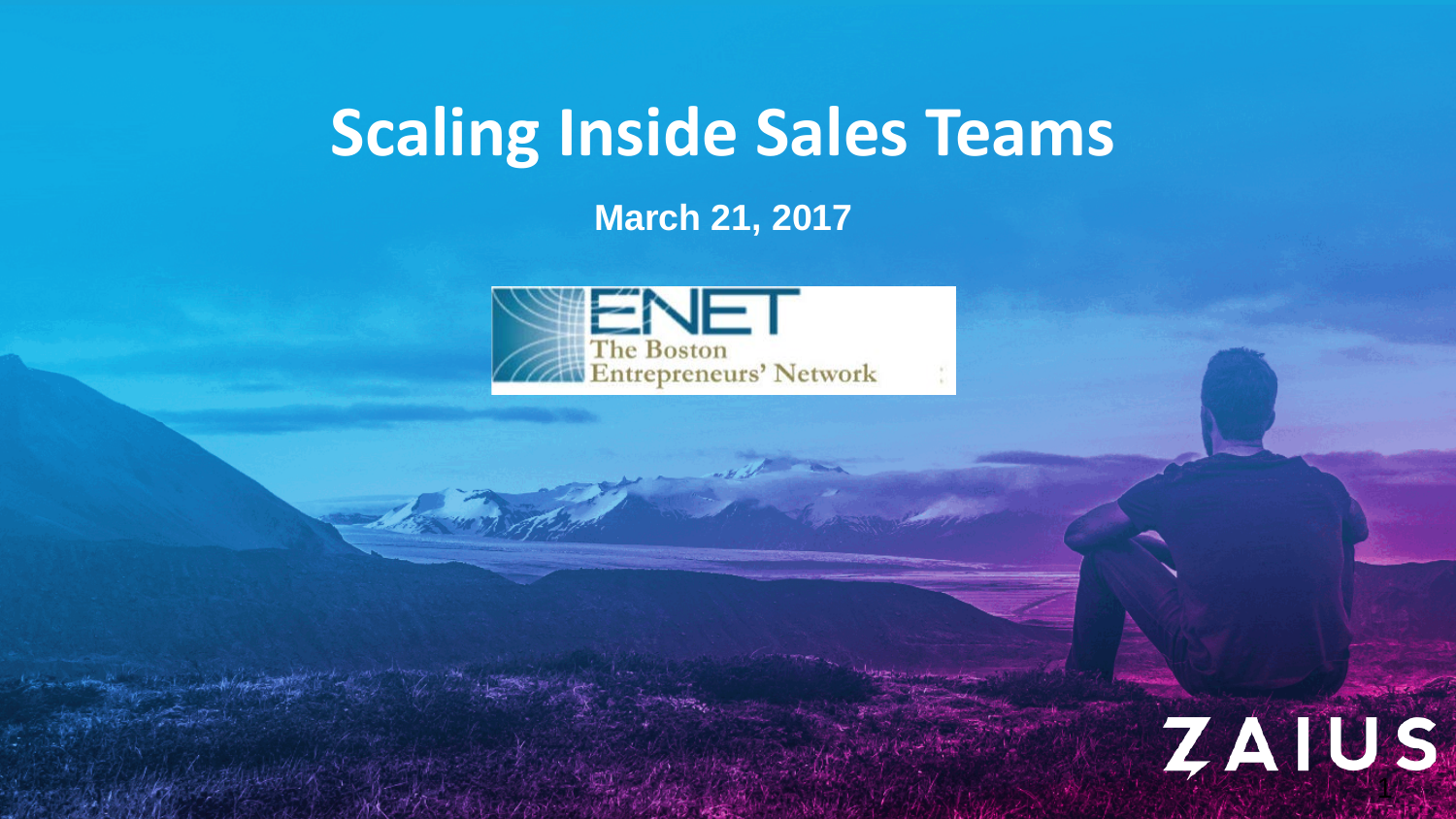# Scaling Inside Sales Teams

**March 21, 2017**

ENET The Boston Entrepreneurs' Network

ZAIUS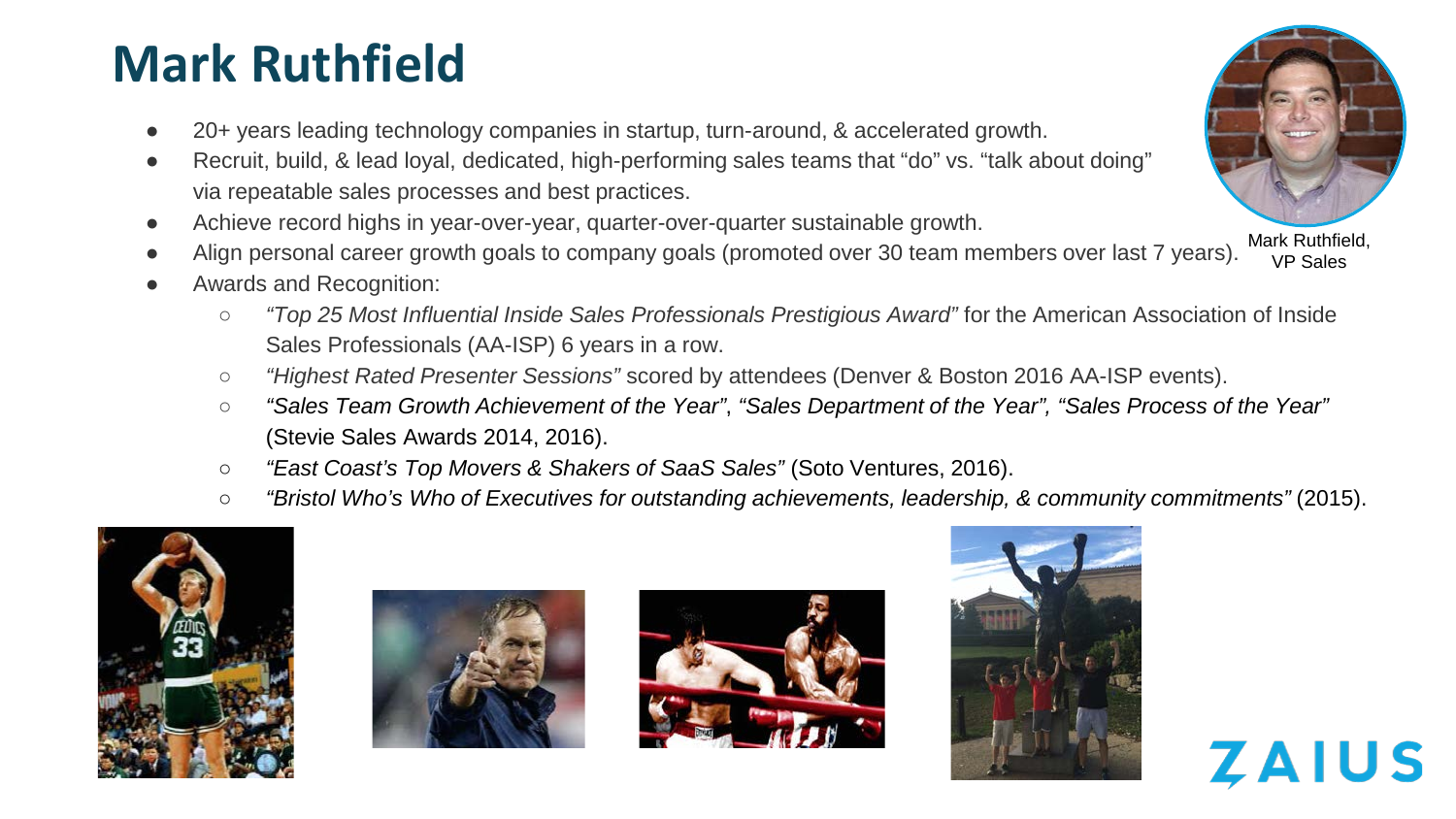# Mark Ruthfield

- 20+ years leading technology companies in startup, turn-around, & accelerated growth.
- Recruit, build, & lead loyal, dedicated, high-performing sales teams that "do" vs. "talk about doing" via repeatable sales processes and best practices.
- Achieve record highs in year-over-year, quarter-over-quarter sustainable growth.
- Align personal career growth goals to company goals (promoted over 30 team members over last 7 years).
- Awards and Recognition:
  - *"Top 25 Most Influential Inside Sales Professionals Prestigious Award"* for the American Association of Inside Sales Professionals (AA-ISP) 6 years in a row.
  - *"Highest Rated Presenter Sessions"* scored by attendees (Denver & Boston 2016 AA-ISP events).
  - *"Sales Team Growth Achievement of the Year"*, *"Sales Department of the Year", "Sales Process of the Year"* (Stevie Sales Awards 2014, 2016).
  - *"East Coast's Top Movers & Shakers of SaaS Sales"* (Soto Ventures, 2016).
  - *"Bristol Who's Who of Executives for outstanding achievements, leadership, & community commitments"* (2015).

Mark Ruthfield, VP Sales

ZAIUS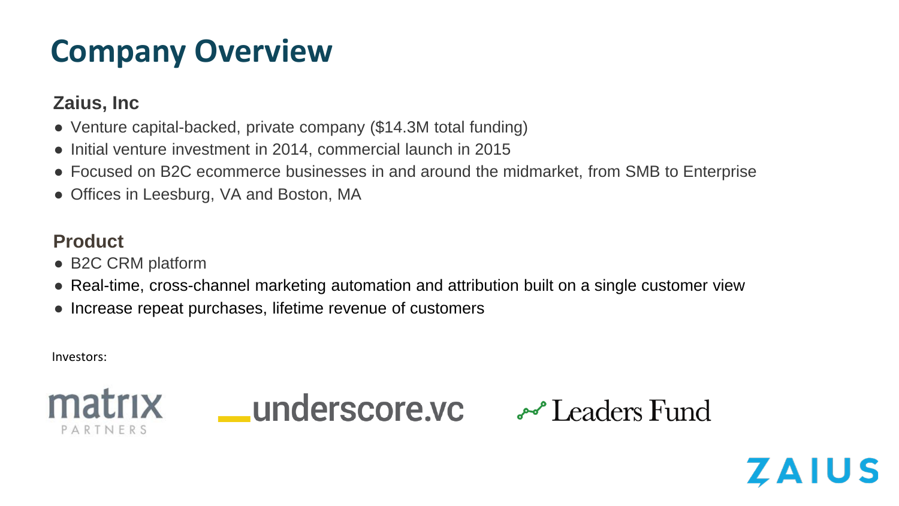# Company Overview

### Zaius, Inc

- Venture capital-backed, private company ($14.3M total funding)
- Initial venture investment in 2014, commercial launch in 2015
- Focused on B2C ecommerce businesses in and around the midmarket, from SMB to Enterprise
- Offices in Leesburg, VA and Boston, MA

### Product

- B2C CRM platform
- Real-time, cross-channel marketing automation and attribution built on a single customer view
- Increase repeat purchases, lifetime revenue of customers

Investors:

matrix PARTNERS

underscore.vc

Leaders Fund

ZAIUS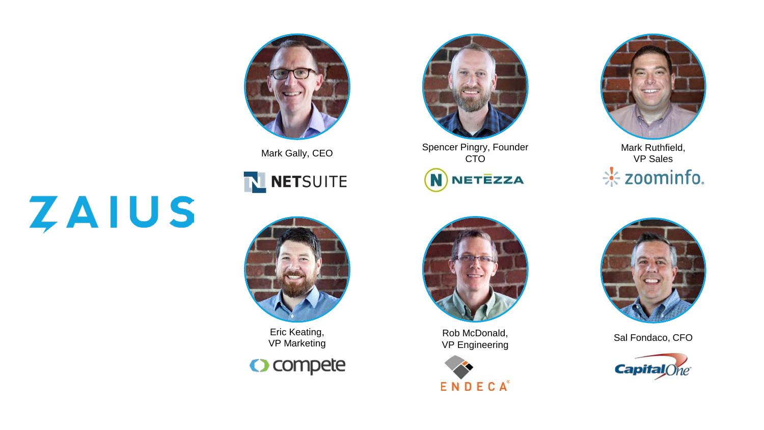# ZAIUS

Mark Gally, CEO

NETSUITE

Spencer Pingry, Founder CTO

NETEZZA

Mark Ruthfield, VP Sales

zoominfo.

Eric Keating, VP Marketing

compete

Rob McDonald, VP Engineering

ENDECA

Sal Fondaco, CFO

CapitalOne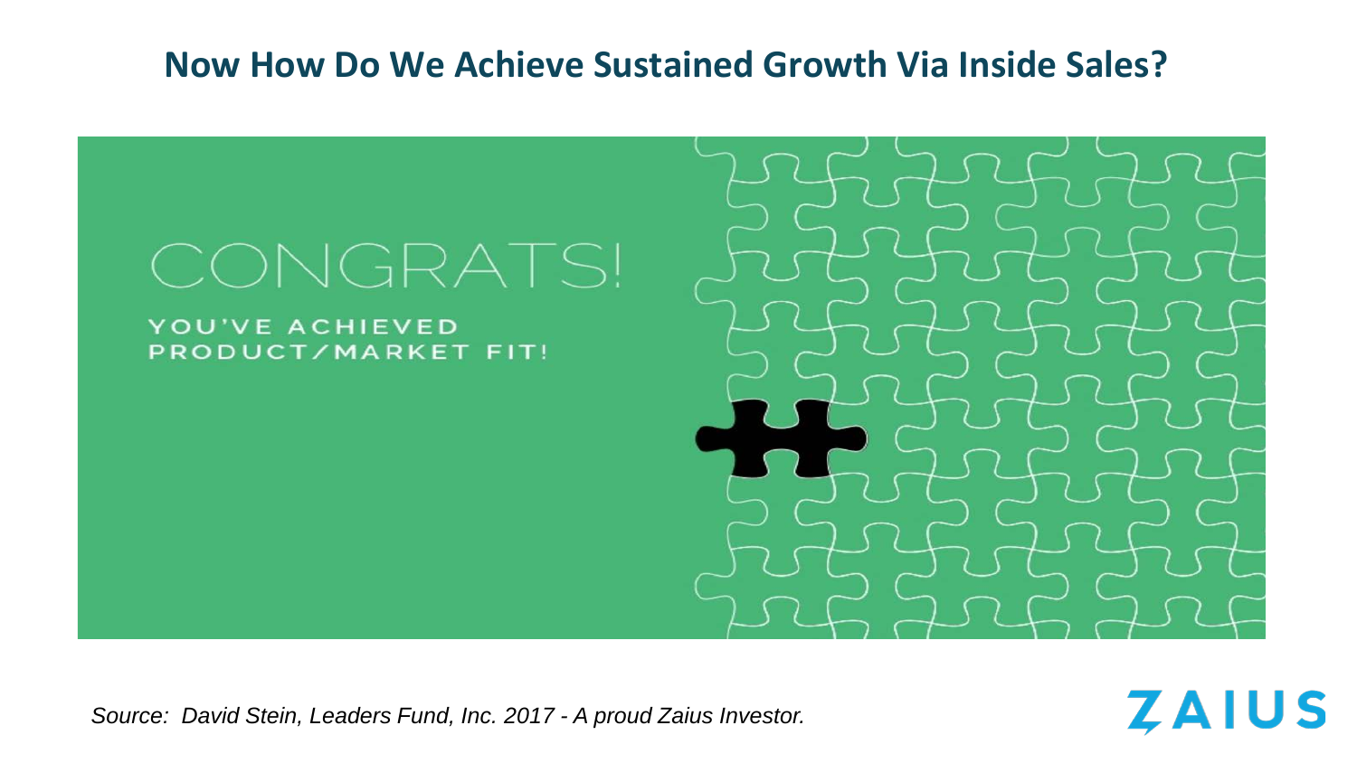# Now How Do We Achieve Sustained Growth Via Inside Sales?

CONGRATS!

YOU'VE ACHIEVED PRODUCT/MARKET FIT!

*Source: David Stein, Leaders Fund, Inc. 2017 - A proud Zaius Investor.*

ZAIUS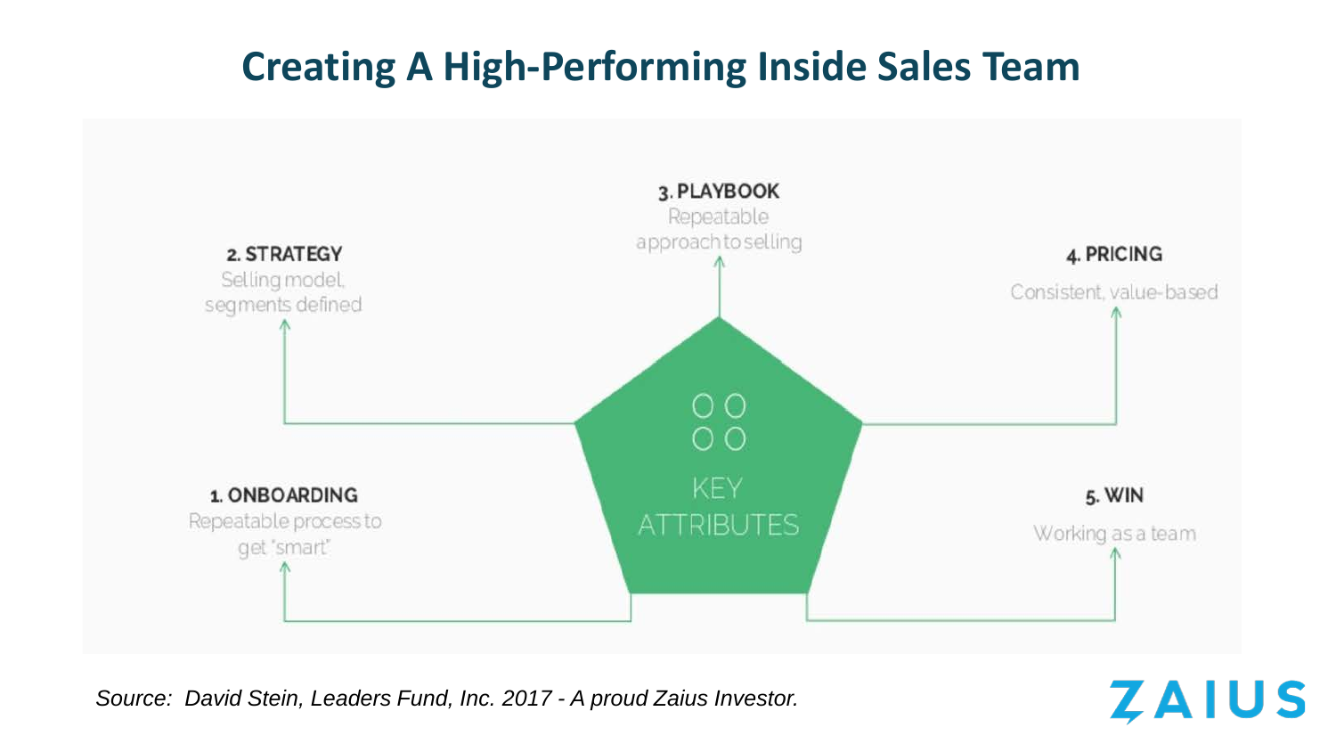# Creating A High-Performing Inside Sales Team

**KEY ATTRIBUTES**

**1. ONBOARDING**
Repeatable process to get "smart"

**2. STRATEGY**
Selling model, segments defined

**3. PLAYBOOK**
Repeatable approach to selling

**4. PRICING**
Consistent, value-based

**5. WIN**
Working as a team

*Source: David Stein, Leaders Fund, Inc. 2017 - A proud Zaius Investor.*

ZAIUS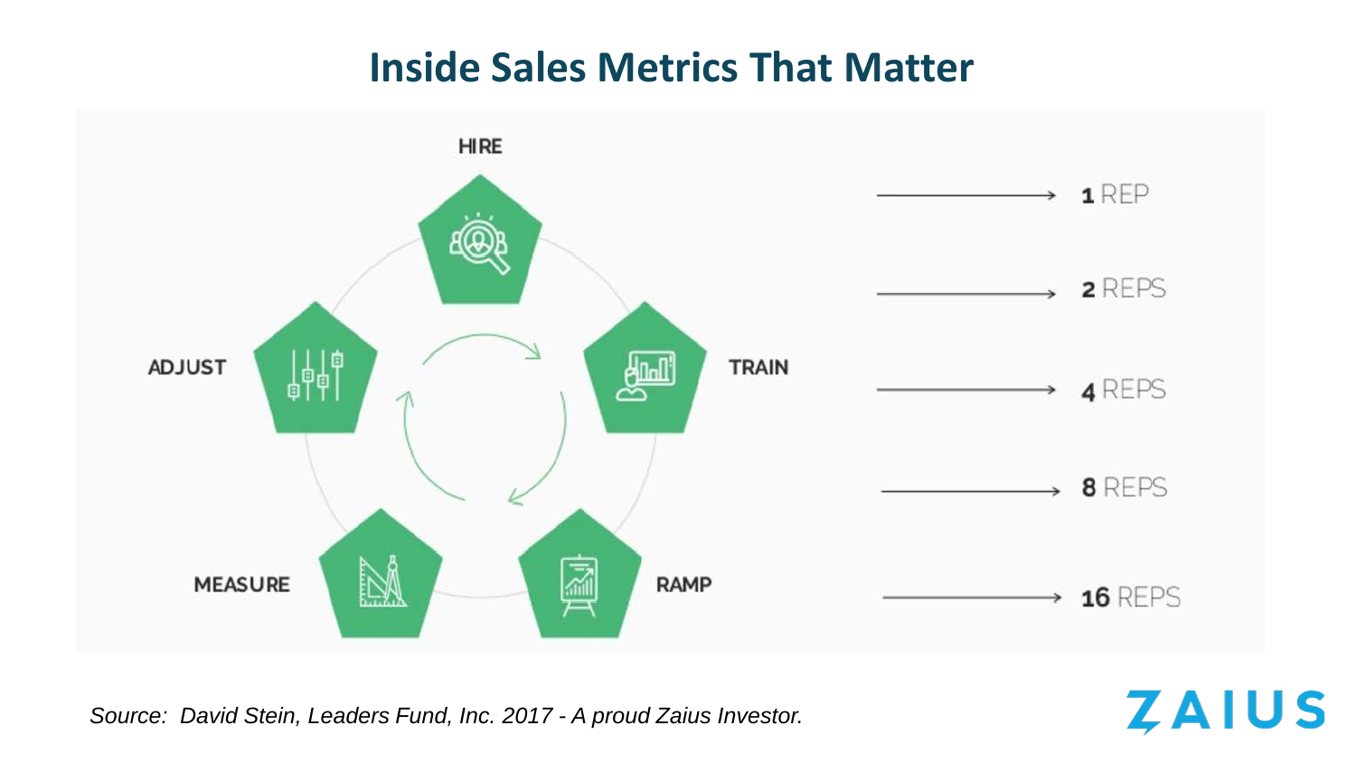# Inside Sales Metrics That Matter

HIRE

TRAIN

RAMP

MEASURE

ADJUST

→ **1** REP

→ **2** REPS

→ **4** REPS

→ **8** REPS

→ **16** REPS

*Source: David Stein, Leaders Fund, Inc. 2017 - A proud Zaius Investor.*

ZAIUS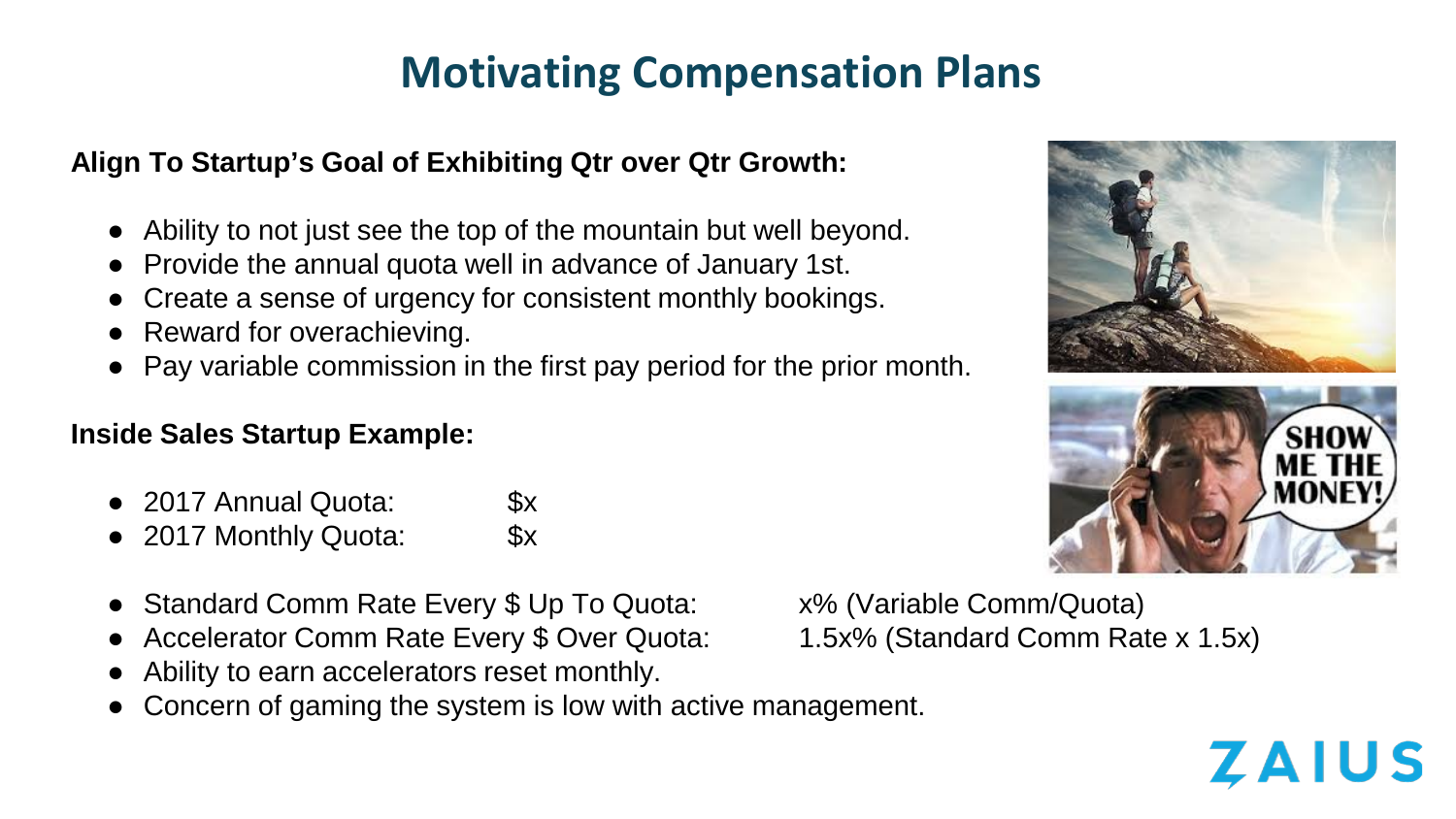# Motivating Compensation Plans

**Align To Startup's Goal of Exhibiting Qtr over Qtr Growth:**

- Ability to not just see the top of the mountain but well beyond.
- Provide the annual quota well in advance of January 1st.
- Create a sense of urgency for consistent monthly bookings.
- Reward for overachieving.
- Pay variable commission in the first pay period for the prior month.

**Inside Sales Startup Example:**

- 2017 Annual Quota: $x
- 2017 Monthly Quota: $x

- Standard Comm Rate Every $ Up To Quota: x% (Variable Comm/Quota)
- Accelerator Comm Rate Every $ Over Quota: 1.5x% (Standard Comm Rate x 1.5x)
- Ability to earn accelerators reset monthly.
- Concern of gaming the system is low with active management.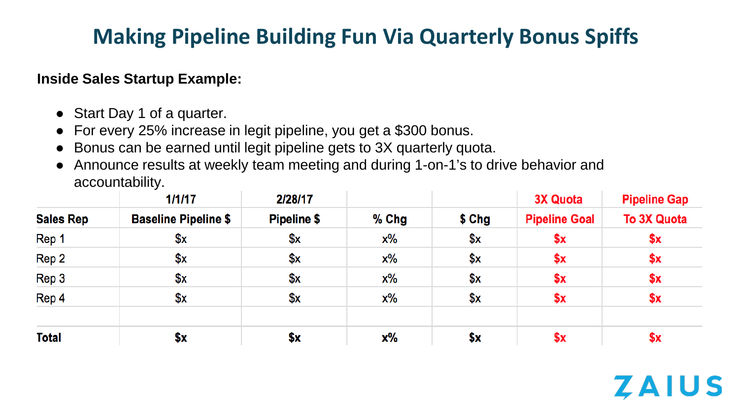# Making Pipeline Building Fun Via Quarterly Bonus Spiffs

**Inside Sales Startup Example:**

- Start Day 1 of a quarter.
- For every 25% increase in legit pipeline, you get a $300 bonus.
- Bonus can be earned until legit pipeline gets to 3X quarterly quota.
- Announce results at weekly team meeting and during 1-on-1's to drive behavior and accountability.

| | 1/1/17 | 2/28/17 | | | 3X Quota | Pipeline Gap |
|---|---|---|---|---|---|---|
| **Sales Rep** | **Baseline Pipeline $** | **Pipeline $** | **% Chg** | **$ Chg** | **Pipeline Goal** | **To 3X Quota** |
| Rep 1 | $x | $x | x% | $x | $x | $x |
| Rep 2 | $x | $x | x% | $x | $x | $x |
| Rep 3 | $x | $x | x% | $x | $x | $x |
| Rep 4 | $x | $x | x% | $x | $x | $x |
| | | | | | | |
| **Total** | **$x** | **$x** | **x%** | **$x** | **$x** | **$x** |

ZAIUS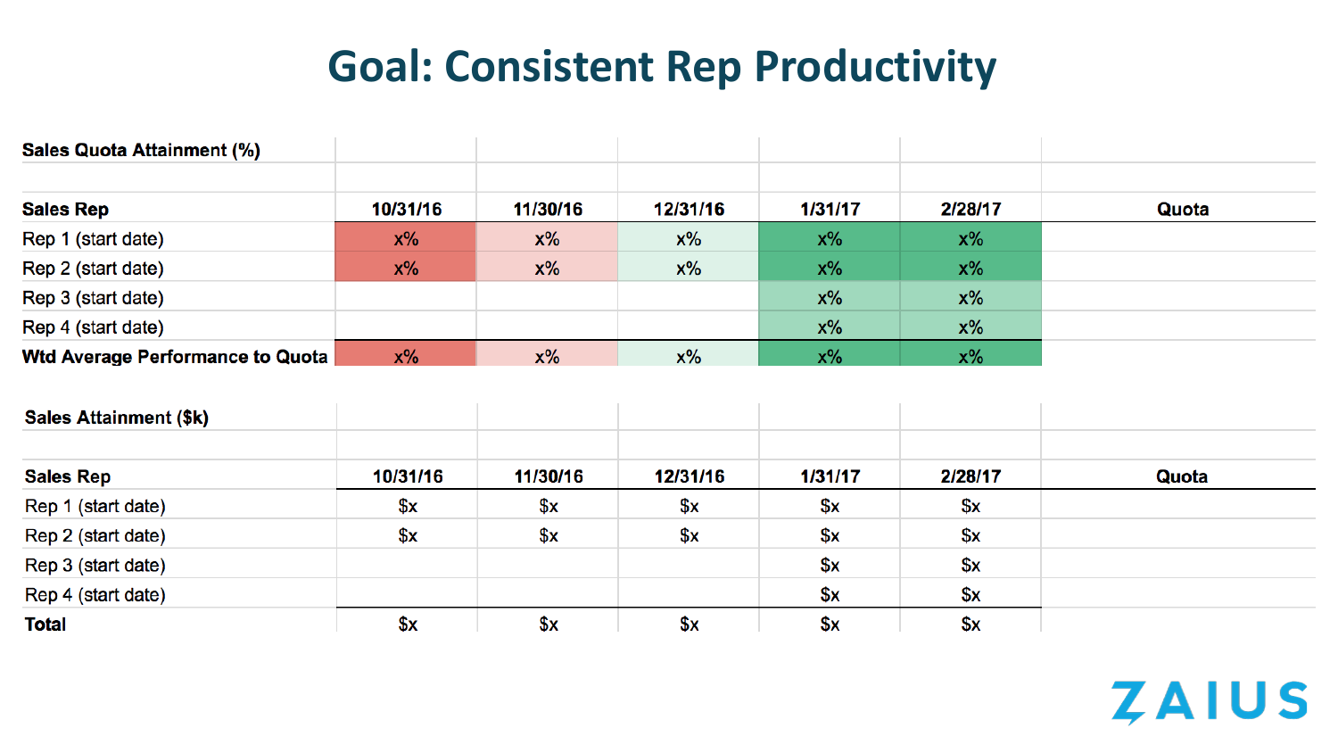# Goal: Consistent Rep Productivity

**Sales Quota Attainment (%)**

| Sales Rep | 10/31/16 | 11/30/16 | 12/31/16 | 1/31/17 | 2/28/17 | Quota |
|---|---|---|---|---|---|---|
| Rep 1 (start date) | x% | x% | x% | x% | x% | |
| Rep 2 (start date) | x% | x% | x% | x% | x% | |
| Rep 3 (start date) | | | | x% | x% | |
| Rep 4 (start date) | | | | x% | x% | |
| **Wtd Average Performance to Quota** | x% | x% | x% | x% | x% | |

**Sales Attainment ($k)**

| Sales Rep | 10/31/16 | 11/30/16 | 12/31/16 | 1/31/17 | 2/28/17 | Quota |
|---|---|---|---|---|---|---|
| Rep 1 (start date) | $x | $x | $x | $x | $x | |
| Rep 2 (start date) | $x | $x | $x | $x | $x | |
| Rep 3 (start date) | | | | $x | $x | |
| Rep 4 (start date) | | | | $x | $x | |
| **Total** | $x | $x | $x | $x | $x | |

ZAIUS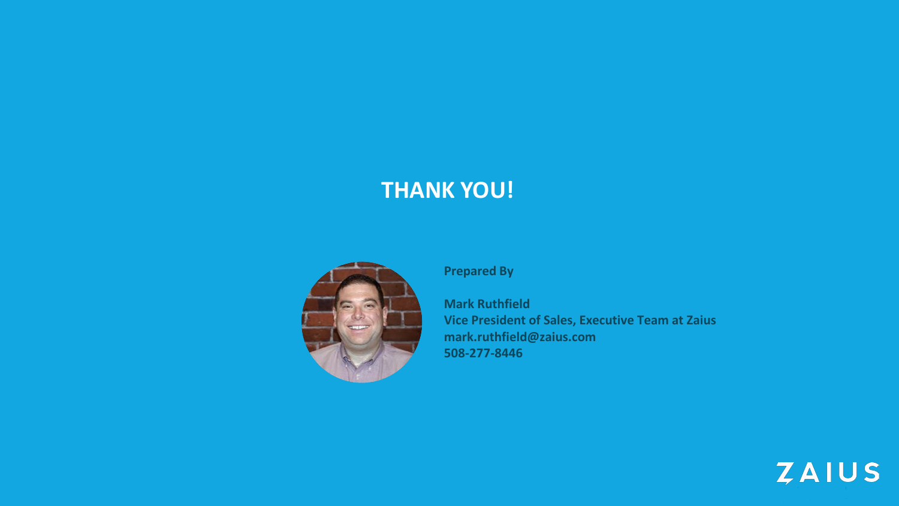# THANK YOU!

**Prepared By**

**Mark Ruthfield**
**Vice President of Sales, Executive Team at Zaius**
**mark.ruthfield@zaius.com**
**508-277-8446**

ZAIUS